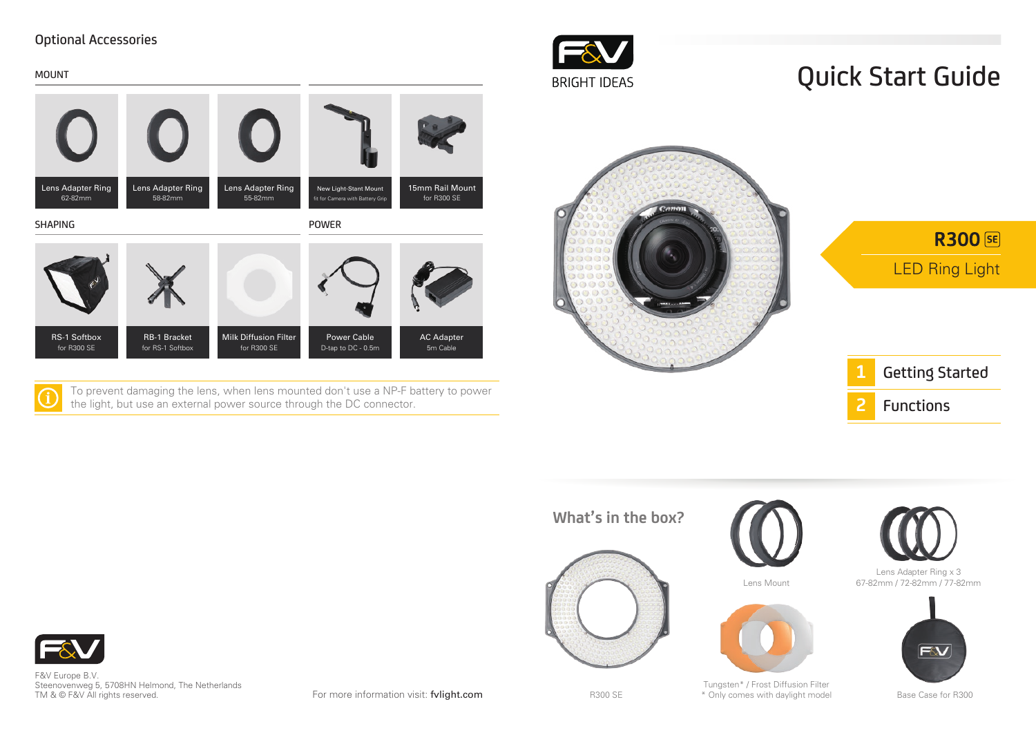# Quick Start Guide

F&V BRIGHT IDEAS

## R300 SE

LED Ring Light

1 Getting Started

2 Functions

## What's in the box?

- R300 SE
- Lens Mount
- Lens Adapter Ring x 3
  67-82mm / 72-82mm / 77-82mm
- Tungsten* / Frost Diffusion Filter
  * Only comes with daylight model
- Base Case for R300

## Optional Accessories

### MOUNT

- Lens Adapter Ring 62-82mm
- Lens Adapter Ring 58-82mm
- Lens Adapter Ring 55-82mm
- New Light-Stant Mount fit for Camera with Battery Grip
- 15mm Rail Mount for R300 SE

### SHAPING

- RS-1 Softbox for R300 SE
- RB-1 Bracket for RS-1 Softbox
- Milk Diffusion Filter for R300 SE

### POWER

- Power Cable D-tap to DC - 0.5m
- AC Adapter 5m Cable

To prevent damaging the lens, when lens mounted don't use a NP-F battery to power the light, but use an external power source through the DC connector.

F&V Europe B.V.
Steenovenweg 5, 5708HN Helmond, The Netherlands
TM & © F&V All rights reserved.

For more information visit: **fvlight.com**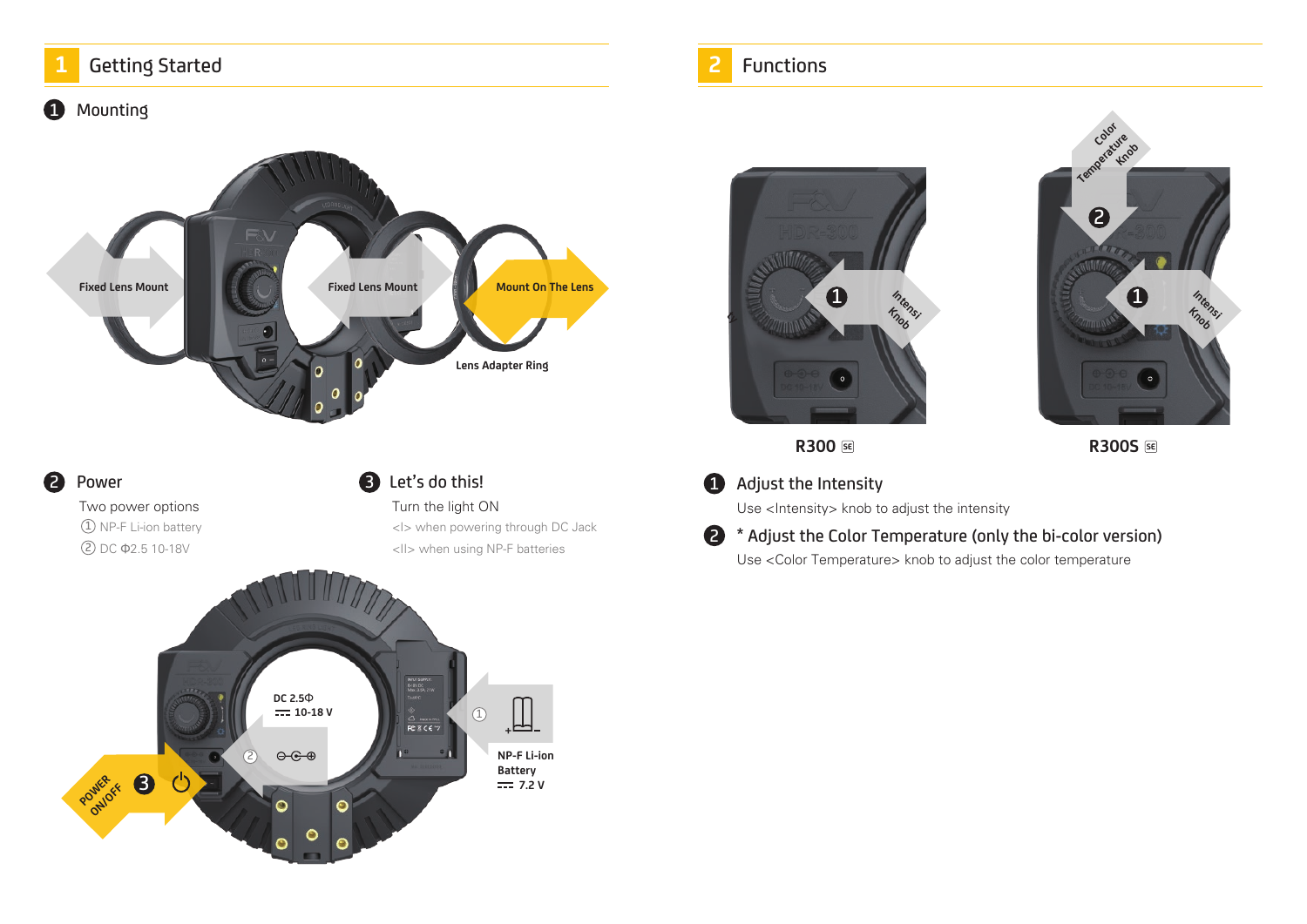## 1 Getting Started

### 1 Mounting

Fixed Lens Mount

Fixed Lens Mount

Mount On The Lens

Lens Adapter Ring

### 2 Power

Two power options

① NP-F Li-ion battery

② DC Φ2.5 10-18V

### 3 Let's do this!

Turn the light ON

<I> when powering through DC Jack

<II> when using NP-F batteries

DC 2.5Φ
⎓ 10-18 V

②

①

NP-F Li-ion Battery
⎓ 7.2 V

POWER ON/OFF ③

## 2 Functions

Color Temperature Knob

Intensi Knob

Intensi Knob

R300

R300S

### 1 Adjust the Intensity

Use <Intensity> knob to adjust the intensity

### 2 * Adjust the Color Temperature (only the bi-color version)

Use <Color Temperature> knob to adjust the color temperature